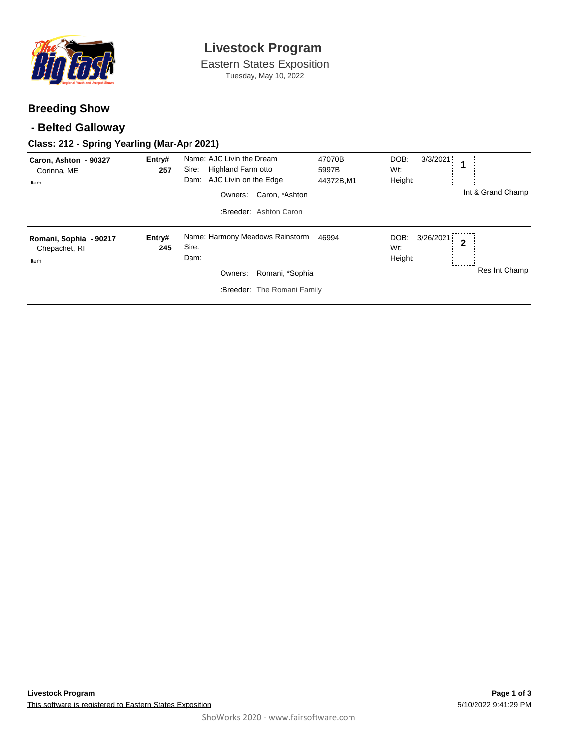# Livestock Program

Eastern States Exposition

Tuesday, May 10, 2022

## Breeding Show

## - Belted Galloway

### Class: 212 - Spring Yearling (Mar-Apr 2021)

| Exhibitor | Entry# | Animal | Reg. # | DOB / Wt / Height | Place | Award |
|---|---|---|---|---|---|---|
| **Caron, Ashton - 90327** Corinna, ME Item | **257** | Name: AJC Livin the Dream Sire: Highland Farm otto Dam: AJC Livin on the Edge Owners: Caron, *Ashton :Breeder: Ashton Caron | 47070B 5997B 44372B,M1 | DOB: 3/3/2021 Wt: Height: | 1 | Int & Grand Champ |
| **Romani, Sophia - 90217** Chepachet, RI Item | **245** | Name: Harmony Meadows Rainstorm Sire: Dam: Owners: Romani, *Sophia :Breeder: The Romani Family | 46994 | DOB: 3/26/2021 Wt: Height: | 2 | Res Int Champ |

**Livestock Program**

This software is registered to Eastern States Exposition

5/10/2022 9:41:29 PM

ShoWorks 2020 - www.fairsoftware.com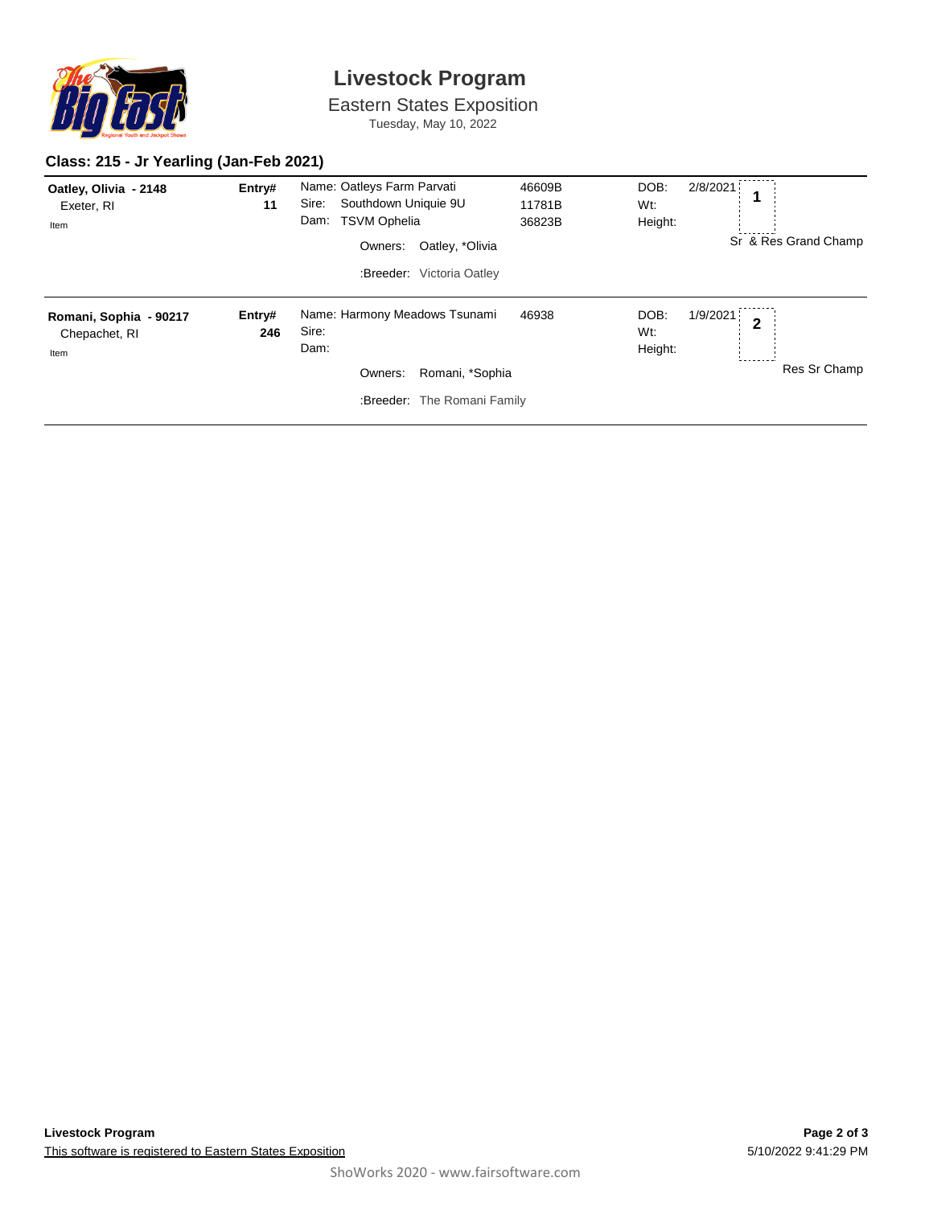# Livestock Program

Eastern States Exposition

Tuesday, May 10, 2022

## Class: 215 - Jr Yearling (Jan-Feb 2021)

**Oatley, Olivia - 2148**
Exeter, RI
Item

**Entry# 11**

Name: Oatleys Farm Parvati — 46609B
Sire: Southdown Uniquie 9U — 11781B
Dam: TSVM Ophelia — 36823B
Owners: Oatley, *Olivia
:Breeder: Victoria Oatley

DOB: 2/8/2021
Wt:
Height:

**1**

Sr & Res Grand Champ

---

**Romani, Sophia - 90217**
Chepachet, RI
Item

**Entry# 246**

Name: Harmony Meadows Tsunami — 46938
Sire:
Dam:
Owners: Romani, *Sophia
:Breeder: The Romani Family

DOB: 1/9/2021
Wt:
Height:

**2**

Res Sr Champ

---

**Livestock Program**

This software is registered to Eastern States Exposition

5/10/2022 9:41:29 PM

ShoWorks 2020 - www.fairsoftware.com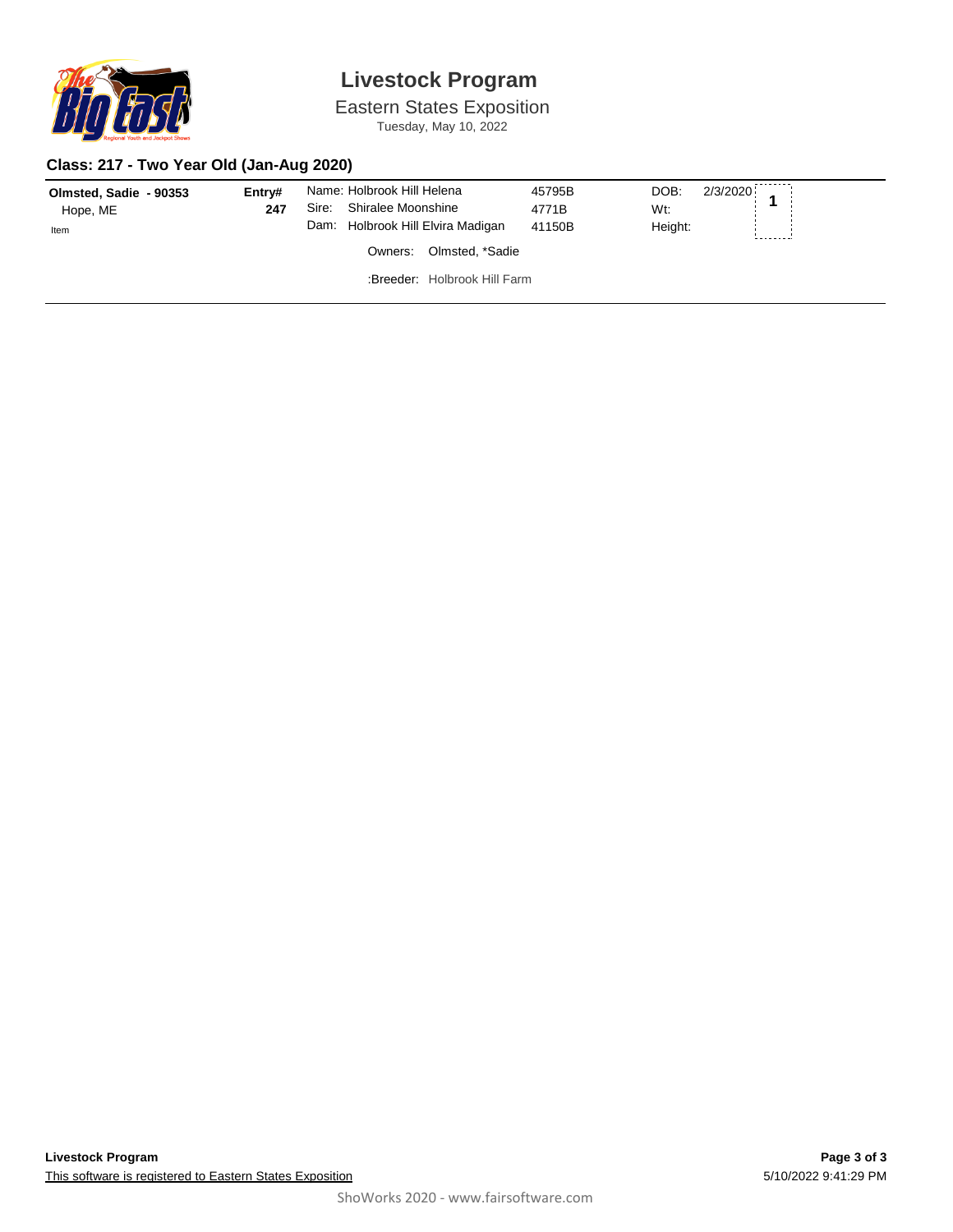# Livestock Program

Eastern States Exposition

Tuesday, May 10, 2022

## Class: 217 - Two Year Old (Jan-Aug 2020)

| | | | | | |
|---|---|---|---|---|---|
| **Olmsted, Sadie - 90353** | **Entry#** | Name: Holbrook Hill Helena | 45795B | DOB: 2/3/2020 | **1** |
| Hope, ME | **247** | Sire: Shiralee Moonshine | 4771B | Wt: | |
| Item | | Dam: Holbrook Hill Elvira Madigan | 41150B | Height: | |
| | | Owners: Olmsted, *Sadie | | | |
| | | :Breeder: Holbrook Hill Farm | | | |

**Livestock Program**

This software is registered to Eastern States Exposition

5/10/2022 9:41:29 PM

ShoWorks 2020 - www.fairsoftware.com